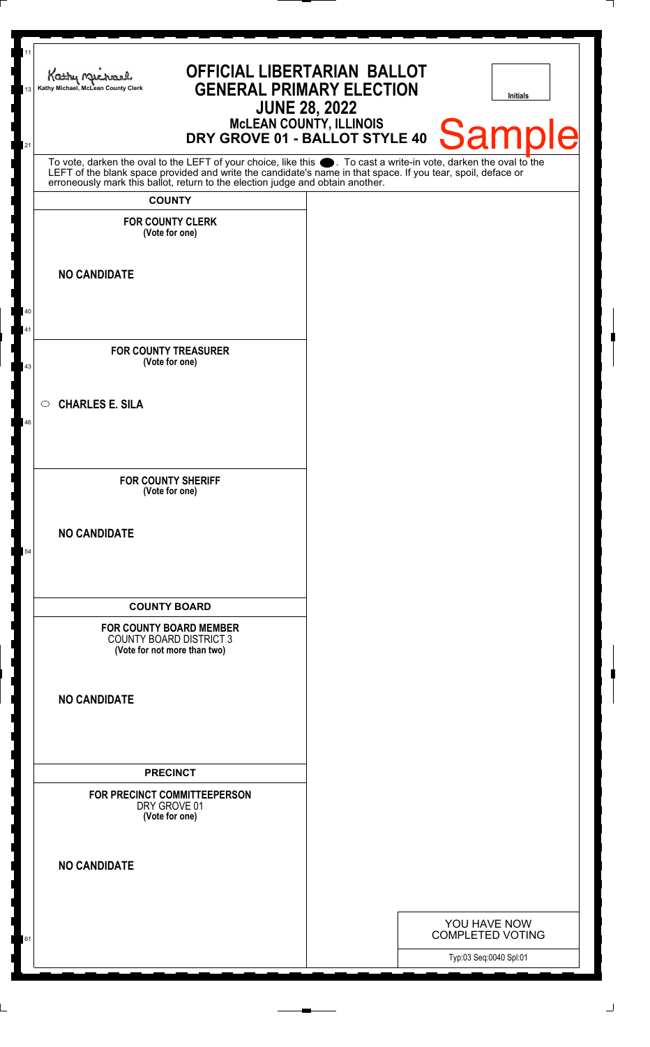Kathy Michael, McLean County Clerk

# OFFICIAL LIBERTARIAN BALLOT
## GENERAL PRIMARY ELECTION
## JUNE 28, 2022
### McLEAN COUNTY, ILLINOIS
### DRY GROVE 01 - BALLOT STYLE 40

Initials

Sample

To vote, darken the oval to the LEFT of your choice, like this ⬬. To cast a write-in vote, darken the oval to the LEFT of the blank space provided and write the candidate's name in that space. If you tear, spoil, deface or erroneously mark this ballot, return to the election judge and obtain another.

## COUNTY

**FOR COUNTY CLERK**
**(Vote for one)**

**NO CANDIDATE**

**FOR COUNTY TREASURER**
**(Vote for one)**

○ **CHARLES E. SILA**

**FOR COUNTY SHERIFF**
**(Vote for one)**

**NO CANDIDATE**

## COUNTY BOARD

**FOR COUNTY BOARD MEMBER**
COUNTY BOARD DISTRICT 3
**(Vote for not more than two)**

**NO CANDIDATE**

## PRECINCT

**FOR PRECINCT COMMITTEEPERSON**
DRY GROVE 01
**(Vote for one)**

**NO CANDIDATE**

YOU HAVE NOW COMPLETED VOTING

Typ:03 Seq:0040 Spl:01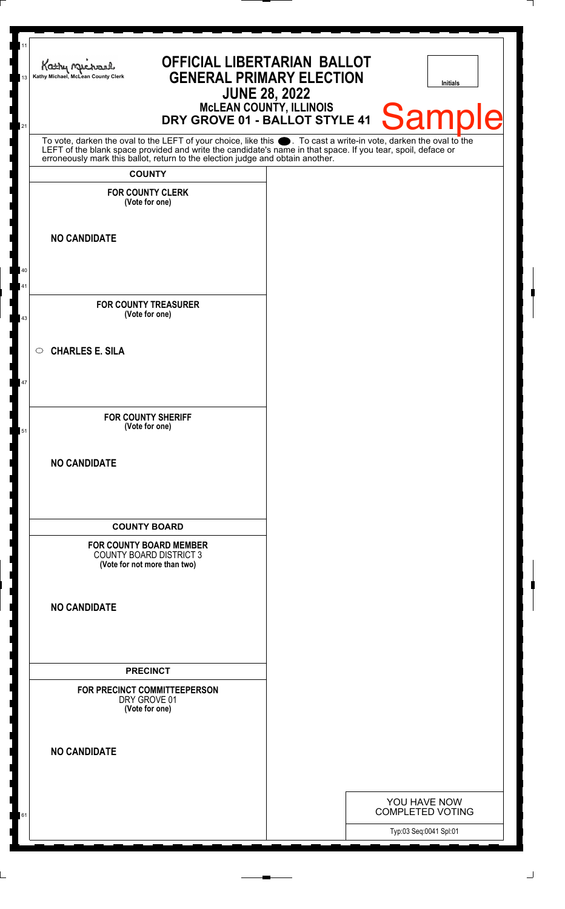Kathy Michael, McLean County Clerk

# OFFICIAL LIBERTARIAN BALLOT
## GENERAL PRIMARY ELECTION
## JUNE 28, 2022
### McLEAN COUNTY, ILLINOIS
### DRY GROVE 01 - BALLOT STYLE 41

Initials

Sample

To vote, darken the oval to the LEFT of your choice, like this ⬤. To cast a write-in vote, darken the oval to the LEFT of the blank space provided and write the candidate's name in that space. If you tear, spoil, deface or erroneously mark this ballot, return to the election judge and obtain another.

**COUNTY**

**FOR COUNTY CLERK**
**(Vote for one)**

**NO CANDIDATE**

**FOR COUNTY TREASURER**
**(Vote for one)**

○ **CHARLES E. SILA**

**FOR COUNTY SHERIFF**
**(Vote for one)**

**NO CANDIDATE**

**COUNTY BOARD**

**FOR COUNTY BOARD MEMBER**
COUNTY BOARD DISTRICT 3
**(Vote for not more than two)**

**NO CANDIDATE**

**PRECINCT**

**FOR PRECINCT COMMITTEEPERSON**
DRY GROVE 01
**(Vote for one)**

**NO CANDIDATE**

YOU HAVE NOW COMPLETED VOTING

Typ:03 Seq:0041 Spl:01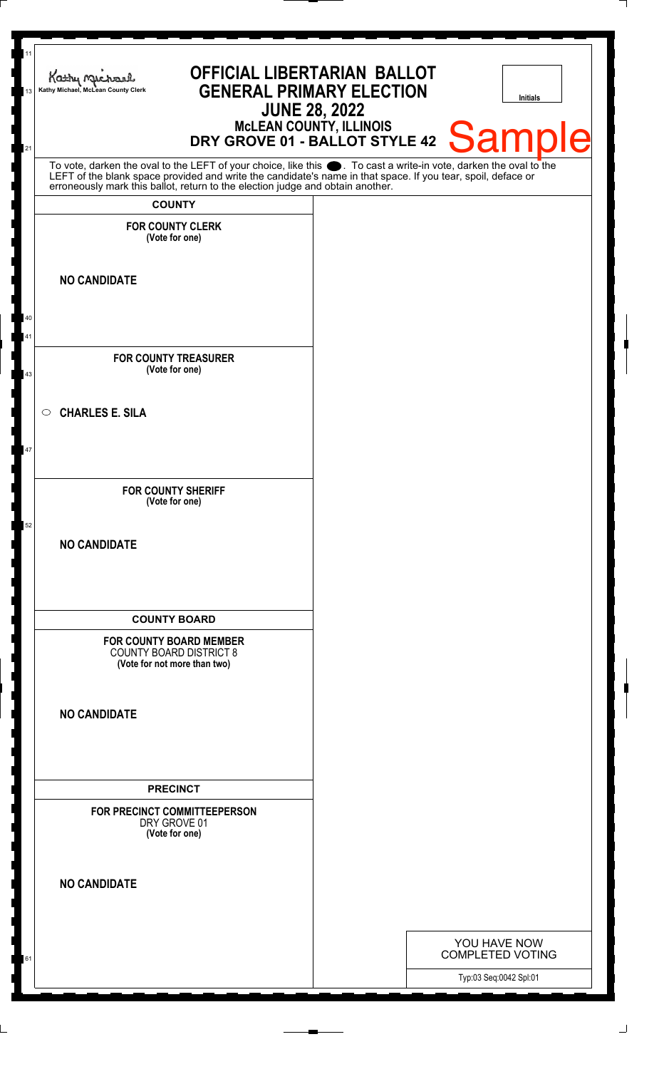Kathy Michael, McLean County Clerk

# OFFICIAL LIBERTARIAN BALLOT
## GENERAL PRIMARY ELECTION
## JUNE 28, 2022
### McLEAN COUNTY, ILLINOIS
### DRY GROVE 01 - BALLOT STYLE 42

Initials

Sample

To vote, darken the oval to the LEFT of your choice, like this ●. To cast a write-in vote, darken the oval to the LEFT of the blank space provided and write the candidate's name in that space. If you tear, spoil, deface or erroneously mark this ballot, return to the election judge and obtain another.

**COUNTY**

**FOR COUNTY CLERK**
**(Vote for one)**

**NO CANDIDATE**

**FOR COUNTY TREASURER**
**(Vote for one)**

○ **CHARLES E. SILA**

**FOR COUNTY SHERIFF**
**(Vote for one)**

**NO CANDIDATE**

**COUNTY BOARD**

**FOR COUNTY BOARD MEMBER**
COUNTY BOARD DISTRICT 8
**(Vote for not more than two)**

**NO CANDIDATE**

**PRECINCT**

**FOR PRECINCT COMMITTEEPERSON**
DRY GROVE 01
**(Vote for one)**

**NO CANDIDATE**

YOU HAVE NOW COMPLETED VOTING

Typ:03 Seq:0042 Spl:01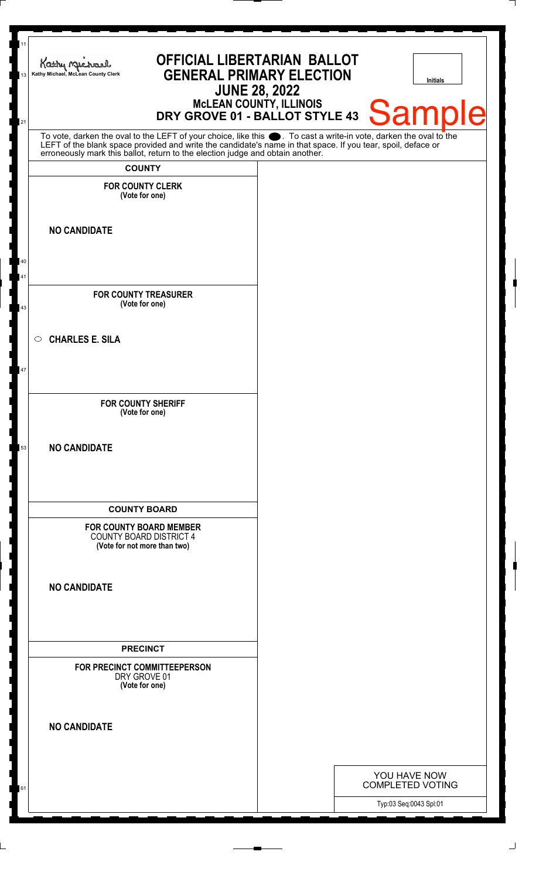Kathy Michael, McLean County Clerk

# OFFICIAL LIBERTARIAN BALLOT
## GENERAL PRIMARY ELECTION
## JUNE 28, 2022
### McLEAN COUNTY, ILLINOIS
### DRY GROVE 01 - BALLOT STYLE 43

Initials

Sample

To vote, darken the oval to the LEFT of your choice, like this ●. To cast a write-in vote, darken the oval to the LEFT of the blank space provided and write the candidate's name in that space. If you tear, spoil, deface or erroneously mark this ballot, return to the election judge and obtain another.

## COUNTY

**FOR COUNTY CLERK**
**(Vote for one)**

**NO CANDIDATE**

**FOR COUNTY TREASURER**
**(Vote for one)**

○ **CHARLES E. SILA**

**FOR COUNTY SHERIFF**
**(Vote for one)**

**NO CANDIDATE**

## COUNTY BOARD

**FOR COUNTY BOARD MEMBER**
COUNTY BOARD DISTRICT 4
**(Vote for not more than two)**

**NO CANDIDATE**

## PRECINCT

**FOR PRECINCT COMMITTEEPERSON**
DRY GROVE 01
**(Vote for one)**

**NO CANDIDATE**

YOU HAVE NOW COMPLETED VOTING

Typ:03 Seq:0043 Spl:01